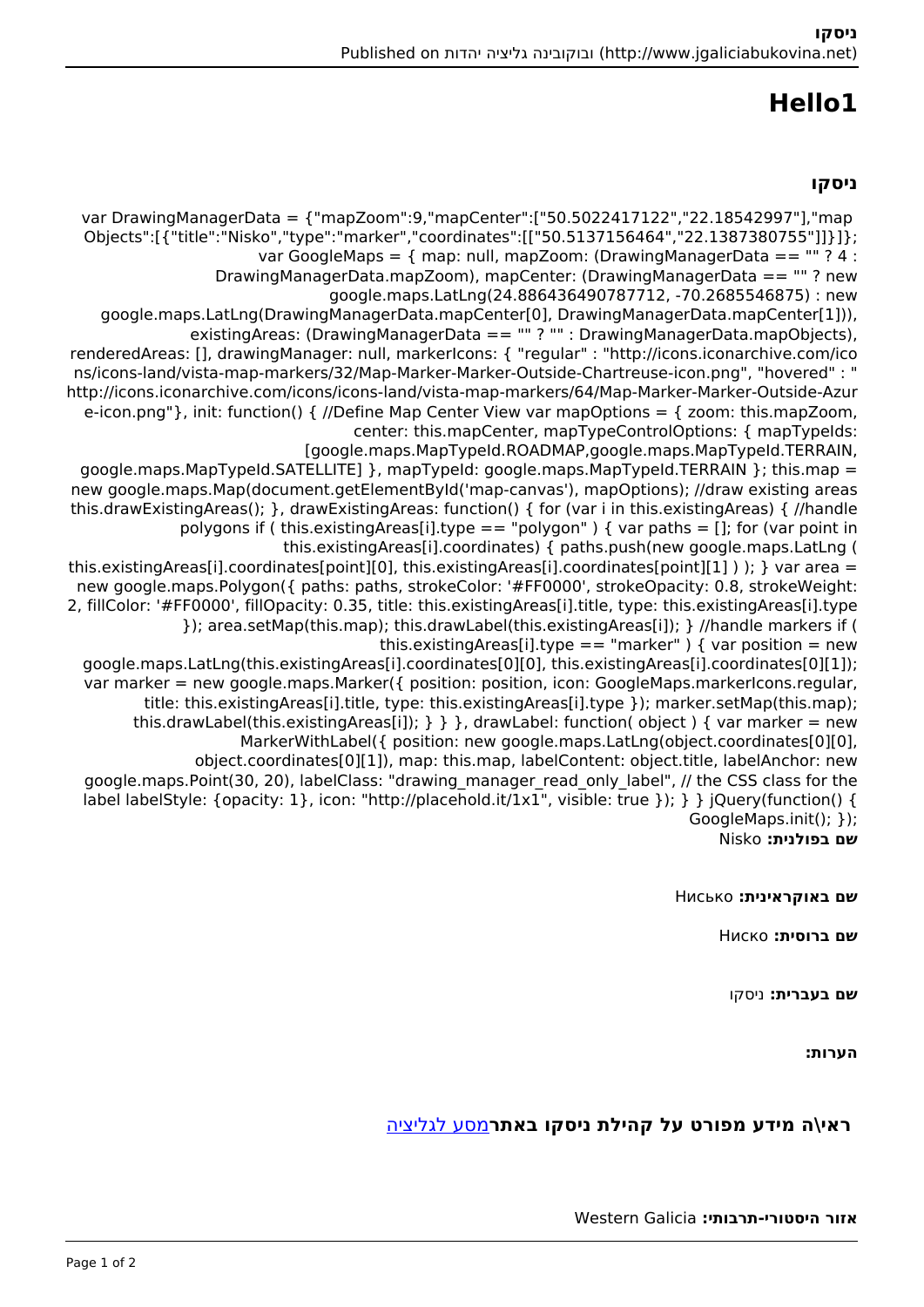# Hello1

## ניסקו

```
var DrawingManagerData = {"mapZoom":9,"mapCenter":["50.5022417122","22.18542997"],"mapObjects":[{"title":"Nisko","type":"marker","coordinates":[["50.5137156464","22.1387380755"]]}]}; var GoogleMaps = { map: null, mapZoom: (DrawingManagerData == "" ? 4 : DrawingManagerData.mapZoom), mapCenter: (DrawingManagerData == "" ? new google.maps.LatLng(24.886436490787712, -70.2685546875) : new google.maps.LatLng(DrawingManagerData.mapCenter[0], DrawingManagerData.mapCenter[1])), existingAreas: (DrawingManagerData == "" ? "" : DrawingManagerData.mapObjects), renderedAreas: [], drawingManager: null, markerIcons: { "regular" : "http://icons.iconarchive.com/icons/icons-land/vista-map-markers/32/Map-Marker-Marker-Outside-Chartreuse-icon.png", "hovered" : "http://icons.iconarchive.com/icons/icons-land/vista-map-markers/64/Map-Marker-Marker-Outside-Azure-icon.png"}, init: function() { //Define Map Center View var mapOptions = { zoom: this.mapZoom, center: this.mapCenter, mapTypeControlOptions: { mapTypeIds: [google.maps.MapTypeId.ROADMAP,google.maps.MapTypeId.TERRAIN, google.maps.MapTypeId.SATELLITE] }, mapTypeId: google.maps.MapTypeId.TERRAIN }; this.map = new google.maps.Map(document.getElementById('map-canvas'), mapOptions); //draw existing areas this.drawExistingAreas(); }, drawExistingAreas: function() { for (var i in this.existingAreas) { //handle polygons if ( this.existingAreas[i].type == "polygon" ) { var paths = []; for (var point in this.existingAreas[i].coordinates) { paths.push(new google.maps.LatLng ( this.existingAreas[i].coordinates[point][0], this.existingAreas[i].coordinates[point][1] ) ); } var area = new google.maps.Polygon({ paths: paths, strokeColor: '#FF0000', strokeOpacity: 0.8, strokeWeight: 2, fillColor: '#FF0000', fillOpacity: 0.35, title: this.existingAreas[i].title, type: this.existingAreas[i].type }); area.setMap(this.map); this.drawLabel(this.existingAreas[i]); } //handle markers if ( this.existingAreas[i].type == "marker" ) { var position = new google.maps.LatLng(this.existingAreas[i].coordinates[0][0], this.existingAreas[i].coordinates[0][1]); var marker = new google.maps.Marker({ position: position, icon: GoogleMaps.markerIcons.regular, title: this.existingAreas[i].title, type: this.existingAreas[i].type }); marker.setMap(this.map); this.drawLabel(this.existingAreas[i]); } } }, drawLabel: function( object ) { var marker = new MarkerWithLabel({ position: new google.maps.LatLng(object.coordinates[0][0], object.coordinates[0][1]), map: this.map, labelContent: object.title, labelAnchor: new google.maps.Point(30, 20), labelClass: "drawing_manager_read_only_label", // the CSS class for the label labelStyle: {opacity: 1}, icon: "http://placehold.it/1x1", visible: true }); } } jQuery(function() { GoogleMaps.init(); });
```

**שם בפולנית:** Nisko

**שם באוקראינית:** Нисько

**שם ברוסית:** Ниско

**שם בעברית:** ניסקו

**הערות:**

**ראי\ה מידע מפורט על קהילת ניסקו באתר**[מסע לגליציה]

**אזור היסטורי-תרבותי:** Western Galicia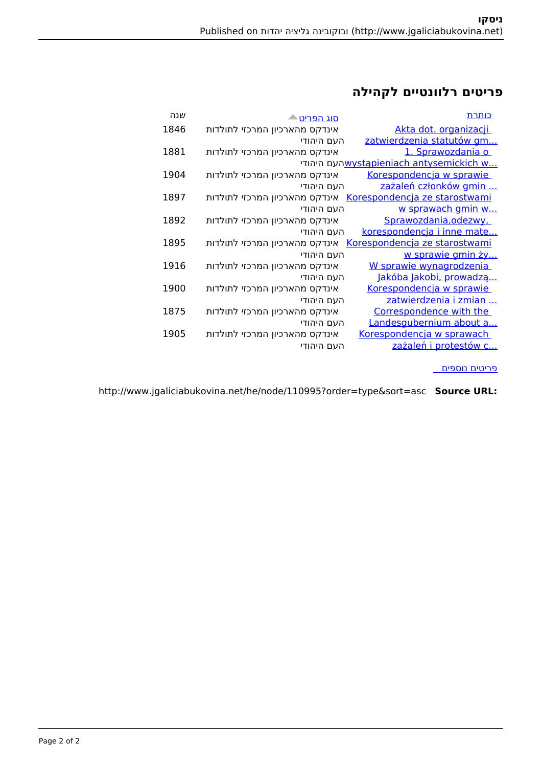## פריטים רלוונטיים לקהילה

| כותרת | סוג הפריט | שנה |
| --- | --- | --- |
| Akta dot. organizacji zatwierdzenia statutów gm... | אינדקס מהארכיון המרכזי לתולדות העם היהודי | 1846 |
| 1. Sprawozdania o wystąpieniach antysemickich w... | אינדקס מהארכיון המרכזי לתולדות העם היהודי | 1881 |
| Korespondencja w sprawie zażaleń członków gmin ... | אינדקס מהארכיון המרכזי לתולדות העם היהודי | 1904 |
| Korespondencja ze starostwami w sprawach gmin w... | אינדקס מהארכיון המרכזי לתולדות העם היהודי | 1897 |
| Sprawozdania,odezwy, korespondencja i inne mate... | אינדקס מהארכיון המרכזי לתולדות העם היהודי | 1892 |
| Korespondencja ze starostwami w sprawie gmin ży... | אינדקס מהארכיון המרכזי לתולדות העם היהודי | 1895 |
| W sprawie wynagrodzenia Jakóba Jakobi, prowadzą... | אינדקס מהארכיון המרכזי לתולדות העם היהודי | 1916 |
| Korespondencja w sprawie zatwierdzenia i zmian ... | אינדקס מהארכיון המרכזי לתולדות העם היהודי | 1900 |
| Correspondence with the Landesgubernium about a... | אינדקס מהארכיון המרכזי לתולדות העם היהודי | 1875 |
| Korespondencja w sprawach zażaleń i protestów c... | אינדקס מהארכיון המרכזי לתולדות העם היהודי | 1905 |

פריטים נוספים

**Source URL:** http://www.jgaliciabukovina.net/he/node/110995?order=type&sort=asc